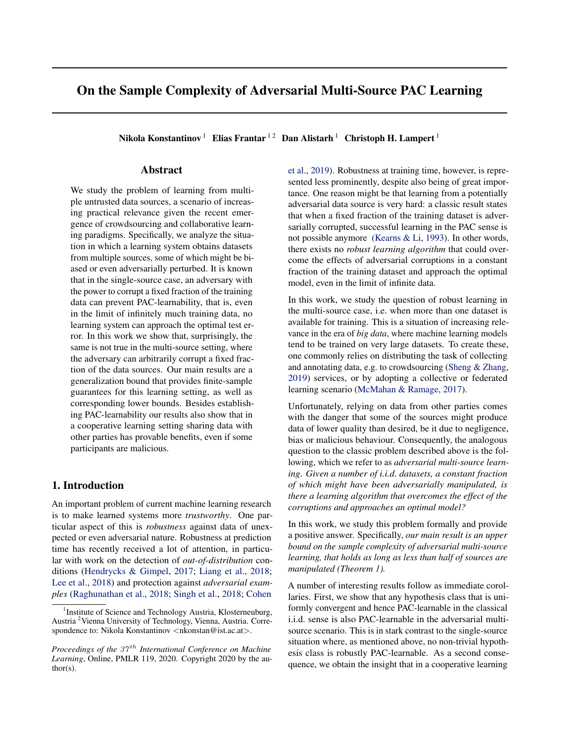# On the Sample Complexity of Adversarial Multi-Source PAC Learning

**Nikola Konstantinov [1] Elias Frantar [1 2] Dan Alistarh [1] Christoph H. Lampert [1]**

## Abstract

We study the problem of learning from multiple untrusted data sources, a scenario of increasing practical relevance given the recent emergence of crowdsourcing and collaborative learning paradigms. Specifically, we analyze the situation in which a learning system obtains datasets from multiple sources, some of which might be biased or even adversarially perturbed. It is known that in the single-source case, an adversary with the power to corrupt a fixed fraction of the training data can prevent PAC-learnability, that is, even in the limit of infinitely much training data, no learning system can approach the optimal test error. In this work we show that, surprisingly, the same is not true in the multi-source setting, where the adversary can arbitrarily corrupt a fixed fraction of the data sources. Our main results are a generalization bound that provides finite-sample guarantees for this learning setting, as well as corresponding lower bounds. Besides establishing PAC-learnability our results also show that in a cooperative learning setting sharing data with other parties has provable benefits, even if some participants are malicious.

## 1. Introduction

An important problem of current machine learning research is to make learned systems more *trustworthy*. One particular aspect of this is *robustness* against data of unexpected or even adversarial nature. Robustness at prediction time has recently received a lot of attention, in particular with work on the detection of *out-of-distribution* conditions (Hendrycks & Gimpel, 2017; Liang et al., 2018; Lee et al., 2018) and protection against *adversarial examples* (Raghunathan et al., 2018; Singh et al., 2018; Cohen et al., 2019). Robustness at training time, however, is represented less prominently, despite also being of great importance. One reason might be that learning from a potentially adversarial data source is very hard: a classic result states that when a fixed fraction of the training dataset is adversarially corrupted, successful learning in the PAC sense is not possible anymore (Kearns & Li, 1993). In other words, there exists no *robust learning algorithm* that could overcome the effects of adversarial corruptions in a constant fraction of the training dataset and approach the optimal model, even in the limit of infinite data.

In this work, we study the question of robust learning in the multi-source case, i.e. when more than one dataset is available for training. This is a situation of increasing relevance in the era of *big data*, where machine learning models tend to be trained on very large datasets. To create these, one commonly relies on distributing the task of collecting and annotating data, e.g. to crowdsourcing (Sheng & Zhang, 2019) services, or by adopting a collective or federated learning scenario (McMahan & Ramage, 2017).

Unfortunately, relying on data from other parties comes with the danger that some of the sources might produce data of lower quality than desired, be it due to negligence, bias or malicious behaviour. Consequently, the analogous question to the classic problem described above is the following, which we refer to as *adversarial multi-source learning*. *Given a number of i.i.d. datasets, a constant fraction of which might have been adversarially manipulated, is there a learning algorithm that overcomes the effect of the corruptions and approaches an optimal model?*

In this work, we study this problem formally and provide a positive answer. Specifically, *our main result is an upper bound on the sample complexity of adversarial multi-source learning, that holds as long as less than half of sources are manipulated (Theorem 1).*

A number of interesting results follow as immediate corollaries. First, we show that any hypothesis class that is uniformly convergent and hence PAC-learnable in the classical i.i.d. sense is also PAC-learnable in the adversarial multi-source scenario. This is in stark contrast to the single-source situation where, as mentioned above, no non-trivial hypothesis class is robustly PAC-learnable. As a second consequence, we obtain the insight that in a cooperative learning

---

[1] Institute of Science and Technology Austria, Klosterneuburg, Austria [2] Vienna University of Technology, Vienna, Austria. Correspondence to: Nikola Konstantinov <nkonstan@ist.ac.at>.

*Proceedings of the $37^{th}$ International Conference on Machine Learning*, Online, PMLR 119, 2020. Copyright 2020 by the author(s).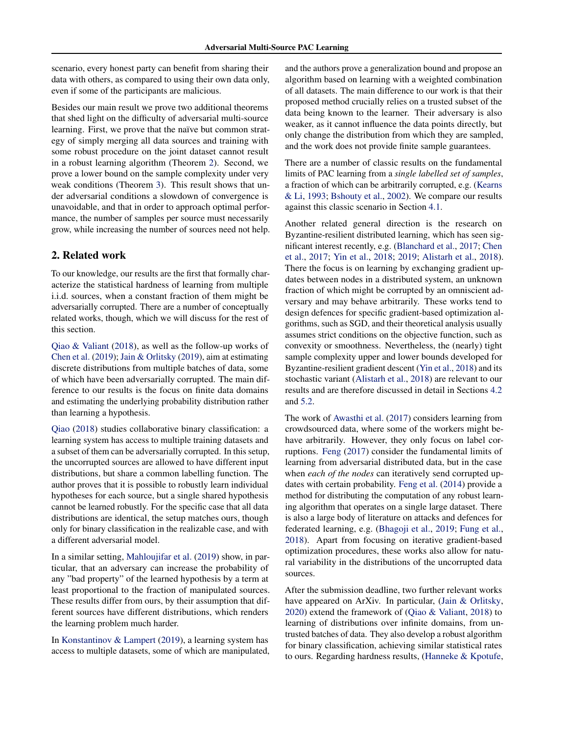scenario, every honest party can benefit from sharing their data with others, as compared to using their own data only, even if some of the participants are malicious.

Besides our main result we prove two additional theorems that shed light on the difficulty of adversarial multi-source learning. First, we prove that the naïve but common strategy of simply merging all data sources and training with some robust procedure on the joint dataset cannot result in a robust learning algorithm (Theorem 2). Second, we prove a lower bound on the sample complexity under very weak conditions (Theorem 3). This result shows that under adversarial conditions a slowdown of convergence is unavoidable, and that in order to approach optimal performance, the number of samples per source must necessarily grow, while increasing the number of sources need not help.

## 2. Related work

To our knowledge, our results are the first that formally characterize the statistical hardness of learning from multiple i.i.d. sources, when a constant fraction of them might be adversarially corrupted. There are a number of conceptually related works, though, which we will discuss for the rest of this section.

Qiao & Valiant (2018), as well as the follow-up works of Chen et al. (2019); Jain & Orlitsky (2019), aim at estimating discrete distributions from multiple batches of data, some of which have been adversarially corrupted. The main difference to our results is the focus on finite data domains and estimating the underlying probability distribution rather than learning a hypothesis.

Qiao (2018) studies collaborative binary classification: a learning system has access to multiple training datasets and a subset of them can be adversarially corrupted. In this setup, the uncorrupted sources are allowed to have different input distributions, but share a common labelling function. The author proves that it is possible to robustly learn individual hypotheses for each source, but a single shared hypothesis cannot be learned robustly. For the specific case that all data distributions are identical, the setup matches ours, though only for binary classification in the realizable case, and with a different adversarial model.

In a similar setting, Mahloujifar et al. (2019) show, in particular, that an adversary can increase the probability of any "bad property" of the learned hypothesis by a term at least proportional to the fraction of manipulated sources. These results differ from ours, by their assumption that different sources have different distributions, which renders the learning problem much harder.

In Konstantinov & Lampert (2019), a learning system has access to multiple datasets, some of which are manipulated, and the authors prove a generalization bound and propose an algorithm based on learning with a weighted combination of all datasets. The main difference to our work is that their proposed method crucially relies on a trusted subset of the data being known to the learner. Their adversary is also weaker, as it cannot influence the data points directly, but only change the distribution from which they are sampled, and the work does not provide finite sample guarantees.

There are a number of classic results on the fundamental limits of PAC learning from a *single labelled set of samples*, a fraction of which can be arbitrarily corrupted, e.g. (Kearns & Li, 1993; Bshouty et al., 2002). We compare our results against this classic scenario in Section 4.1.

Another related general direction is the research on Byzantine-resilient distributed learning, which has seen significant interest recently, e.g. (Blanchard et al., 2017; Chen et al., 2017; Yin et al., 2018; 2019; Alistarh et al., 2018). There the focus is on learning by exchanging gradient updates between nodes in a distributed system, an unknown fraction of which might be corrupted by an omniscient adversary and may behave arbitrarily. These works tend to design defences for specific gradient-based optimization algorithms, such as SGD, and their theoretical analysis usually assumes strict conditions on the objective function, such as convexity or smoothness. Nevertheless, the (nearly) tight sample complexity upper and lower bounds developed for Byzantine-resilient gradient descent (Yin et al., 2018) and its stochastic variant (Alistarh et al., 2018) are relevant to our results and are therefore discussed in detail in Sections 4.2 and 5.2.

The work of Awasthi et al. (2017) considers learning from crowdsourced data, where some of the workers might behave arbitrarily. However, they only focus on label corruptions. Feng (2017) consider the fundamental limits of learning from adversarial distributed data, but in the case when *each of the nodes* can iteratively send corrupted updates with certain probability. Feng et al. (2014) provide a method for distributing the computation of any robust learning algorithm that operates on a single large dataset. There is also a large body of literature on attacks and defences for federated learning, e.g. (Bhagoji et al., 2019; Fung et al., 2018). Apart from focusing on iterative gradient-based optimization procedures, these works also allow for natural variability in the distributions of the uncorrupted data sources.

After the submission deadline, two further relevant works have appeared on ArXiv. In particular, (Jain & Orlitsky, 2020) extend the framework of (Qiao & Valiant, 2018) to learning of distributions over infinite domains, from untrusted batches of data. They also develop a robust algorithm for binary classification, achieving similar statistical rates to ours. Regarding hardness results, (Hanneke & Kpotufe,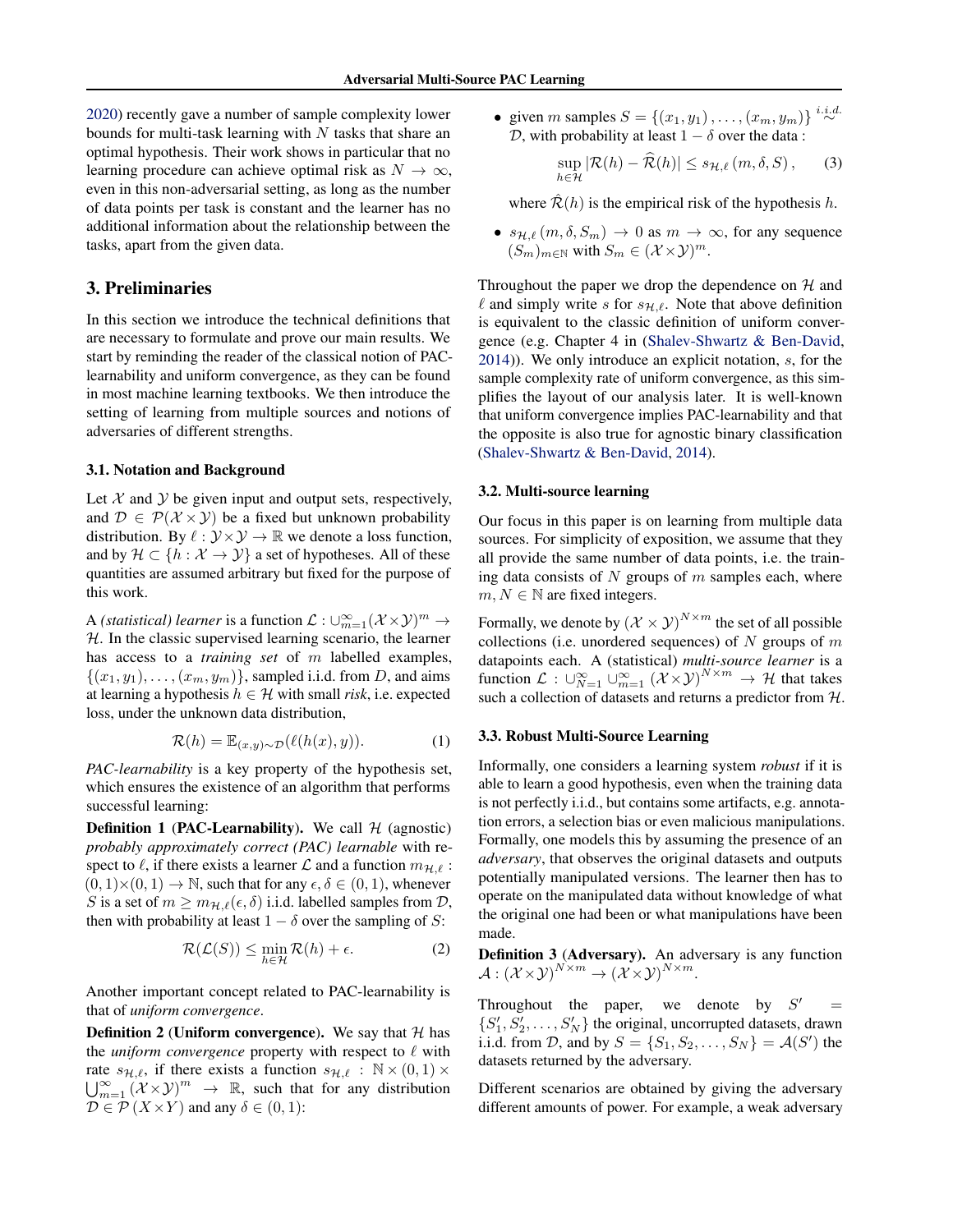2020) recently gave a number of sample complexity lower bounds for multi-task learning with $N$ tasks that share an optimal hypothesis. Their work shows in particular that no learning procedure can achieve optimal risk as $N \to \infty$, even in this non-adversarial setting, as long as the number of data points per task is constant and the learner has no additional information about the relationship between the tasks, apart from the given data.

## 3. Preliminaries

In this section we introduce the technical definitions that are necessary to formulate and prove our main results. We start by reminding the reader of the classical notion of PAC-learnability and uniform convergence, as they can be found in most machine learning textbooks. We then introduce the setting of learning from multiple sources and notions of adversaries of different strengths.

### 3.1. Notation and Background

Let $\mathcal{X}$ and $\mathcal{Y}$ be given input and output sets, respectively, and $\mathcal{D} \in \mathcal{P}(\mathcal{X} \times \mathcal{Y})$ be a fixed but unknown probability distribution. By $\ell : \mathcal{Y} \times \mathcal{Y} \to \mathbb{R}$ we denote a loss function, and by $\mathcal{H} \subset \{h : \mathcal{X} \to \mathcal{Y}\}$ a set of hypotheses. All of these quantities are assumed arbitrary but fixed for the purpose of this work.

A *(statistical) learner* is a function $\mathcal{L} : \cup_{m=1}^{\infty} (\mathcal{X} \times \mathcal{Y})^m \to \mathcal{H}$. In the classic supervised learning scenario, the learner has access to a *training set* of $m$ labelled examples, $\{(x_1, y_1), \ldots, (x_m, y_m)\}$, sampled i.i.d. from $D$, and aims at learning a hypothesis $h \in \mathcal{H}$ with small *risk*, i.e. expected loss, under the unknown data distribution,

$$\mathcal{R}(h) = \mathbb{E}_{(x,y)\sim\mathcal{D}}(\ell(h(x), y)). \tag{1}$$

*PAC-learnability* is a key property of the hypothesis set, which ensures the existence of an algorithm that performs successful learning:

**Definition 1 (PAC-Learnability).** We call $\mathcal{H}$ (agnostic) *probably approximately correct (PAC) learnable* with respect to $\ell$, if there exists a learner $\mathcal{L}$ and a function $m_{\mathcal{H},\ell} : (0,1)\times(0,1) \to \mathbb{N}$, such that for any $\epsilon, \delta \in (0,1)$, whenever $S$ is a set of $m \geq m_{\mathcal{H},\ell}(\epsilon, \delta)$ i.i.d. labelled samples from $\mathcal{D}$, then with probability at least $1 - \delta$ over the sampling of $S$:

$$\mathcal{R}(\mathcal{L}(S)) \leq \min_{h\in\mathcal{H}} \mathcal{R}(h) + \epsilon. \tag{2}$$

Another important concept related to PAC-learnability is that of *uniform convergence*.

**Definition 2 (Uniform convergence).** We say that $\mathcal{H}$ has the *uniform convergence* property with respect to $\ell$ with rate $s_{\mathcal{H},\ell}$, if there exists a function $s_{\mathcal{H},\ell} : \mathbb{N} \times (0,1) \times \bigcup_{m=1}^{\infty} (\mathcal{X}\times\mathcal{Y})^m \to \mathbb{R}$, such that for any distribution $\mathcal{D} \in \mathcal{P}(X \times Y)$ and any $\delta \in (0,1)$:

- given $m$ samples $S = \{(x_1, y_1), \ldots, (x_m, y_m)\} \overset{i.i.d.}{\sim} \mathcal{D}$, with probability at least $1 - \delta$ over the data :
$$\sup_{h\in\mathcal{H}} |\mathcal{R}(h) - \widehat{\mathcal{R}}(h)| \leq s_{\mathcal{H},\ell}(m, \delta, S), \tag{3}$$
where $\hat{\mathcal{R}}(h)$ is the empirical risk of the hypothesis $h$.
- $s_{\mathcal{H},\ell}(m, \delta, S_m) \to 0$ as $m \to \infty$, for any sequence $(S_m)_{m\in\mathbb{N}}$ with $S_m \in (\mathcal{X}\times\mathcal{Y})^m$.

Throughout the paper we drop the dependence on $\mathcal{H}$ and $\ell$ and simply write $s$ for $s_{\mathcal{H},\ell}$. Note that above definition is equivalent to the classic definition of uniform convergence (e.g. Chapter 4 in (Shalev-Shwartz & Ben-David, 2014)). We only introduce an explicit notation, $s$, for the sample complexity rate of uniform convergence, as this simplifies the layout of our analysis later. It is well-known that uniform convergence implies PAC-learnability and that the opposite is also true for agnostic binary classification (Shalev-Shwartz & Ben-David, 2014).

### 3.2. Multi-source learning

Our focus in this paper is on learning from multiple data sources. For simplicity of exposition, we assume that they all provide the same number of data points, i.e. the training data consists of $N$ groups of $m$ samples each, where $m, N \in \mathbb{N}$ are fixed integers.

Formally, we denote by $(\mathcal{X} \times \mathcal{Y})^{N\times m}$ the set of all possible collections (i.e. unordered sequences) of $N$ groups of $m$ datapoints each. A (statistical) *multi-source learner* is a function $\mathcal{L} : \cup_{N=1}^{\infty} \cup_{m=1}^{\infty} (\mathcal{X}\times\mathcal{Y})^{N\times m} \to \mathcal{H}$ that takes such a collection of datasets and returns a predictor from $\mathcal{H}$.

### 3.3. Robust Multi-Source Learning

Informally, one considers a learning system *robust* if it is able to learn a good hypothesis, even when the training data is not perfectly i.i.d., but contains some artifacts, e.g. annotation errors, a selection bias or even malicious manipulations. Formally, one models this by assuming the presence of an *adversary*, that observes the original datasets and outputs potentially manipulated versions. The learner then has to operate on the manipulated data without knowledge of what the original one had been or what manipulations have been made.

**Definition 3 (Adversary).** An adversary is any function $\mathcal{A} : (\mathcal{X}\times\mathcal{Y})^{N\times m} \to (\mathcal{X}\times\mathcal{Y})^{N\times m}$.

Throughout the paper, we denote by $S' = \{S'_1, S'_2, \ldots, S'_N\}$ the original, uncorrupted datasets, drawn i.i.d. from $\mathcal{D}$, and by $S = \{S_1, S_2, \ldots, S_N\} = \mathcal{A}(S')$ the datasets returned by the adversary.

Different scenarios are obtained by giving the adversary different amounts of power. For example, a weak adversary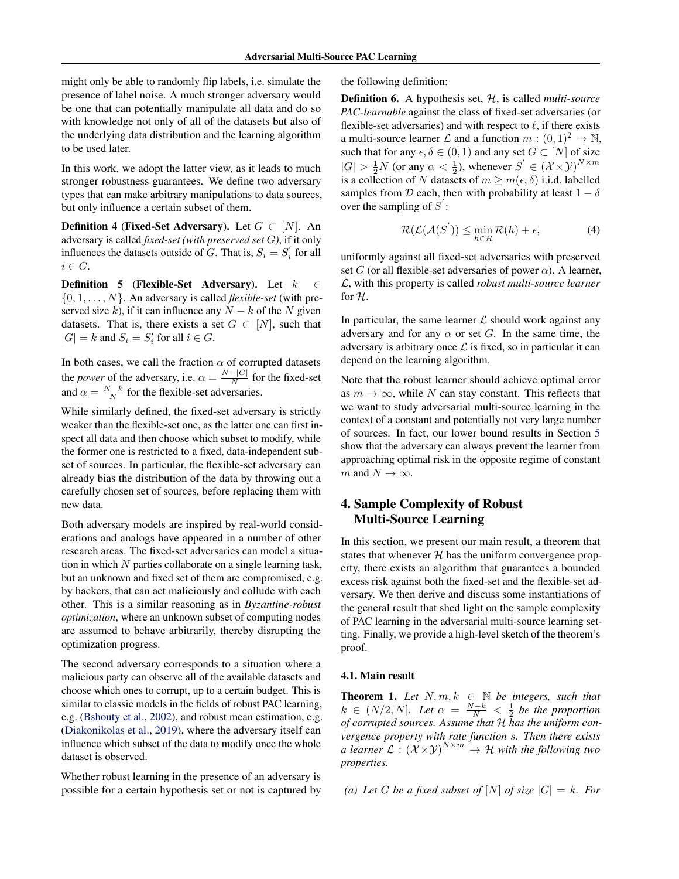might only be able to randomly flip labels, i.e. simulate the presence of label noise. A much stronger adversary would be one that can potentially manipulate all data and do so with knowledge not only of all of the datasets but also of the underlying data distribution and the learning algorithm to be used later.

In this work, we adopt the latter view, as it leads to much stronger robustness guarantees. We define two adversary types that can make arbitrary manipulations to data sources, but only influence a certain subset of them.

**Definition 4 (Fixed-Set Adversary).** Let $G \subset [N]$. An adversary is called *fixed-set (with preserved set $G$)*, if it only influences the datasets outside of $G$. That is, $S_i = S_i^{'}$ for all $i \in G$.

**Definition 5 (Flexible-Set Adversary).** Let $k \in \{0, 1, \ldots, N\}$. An adversary is called *flexible-set* (with preserved size $k$), if it can influence any $N - k$ of the $N$ given datasets. That is, there exists a set $G \subset [N]$, such that $|G| = k$ and $S_i = S_i^{'}$ for all $i \in G$.

In both cases, we call the fraction $\alpha$ of corrupted datasets the *power* of the adversary, i.e. $\alpha = \frac{N-|G|}{N}$ for the fixed-set and $\alpha = \frac{N-k}{N}$ for the flexible-set adversaries.

While similarly defined, the fixed-set adversary is strictly weaker than the flexible-set one, as the latter one can first inspect all data and then choose which subset to modify, while the former one is restricted to a fixed, data-independent subset of sources. In particular, the flexible-set adversary can already bias the distribution of the data by throwing out a carefully chosen set of sources, before replacing them with new data.

Both adversary models are inspired by real-world considerations and analogs have appeared in a number of other research areas. The fixed-set adversaries can model a situation in which $N$ parties collaborate on a single learning task, but an unknown and fixed set of them are compromised, e.g. by hackers, that can act maliciously and collude with each other. This is a similar reasoning as in ***Byzantine-robust optimization***, where an unknown subset of computing nodes are assumed to behave arbitrarily, thereby disrupting the optimization progress.

The second adversary corresponds to a situation where a malicious party can observe all of the available datasets and choose which ones to corrupt, up to a certain budget. This is similar to classic models in the fields of robust PAC learning, e.g. (Bshouty et al., 2002), and robust mean estimation, e.g. (Diakonikolas et al., 2019), where the adversary itself can influence which subset of the data to modify once the whole dataset is observed.

Whether robust learning in the presence of an adversary is possible for a certain hypothesis set or not is captured by the following definition:

**Definition 6.** A hypothesis set, $\mathcal{H}$, is called *multi-source PAC-learnable* against the class of fixed-set adversaries (or flexible-set adversaries) and with respect to $\ell$, if there exists a multi-source learner $\mathcal{L}$ and a function $m : (0, 1)^2 \to \mathbb{N}$, such that for any $\epsilon, \delta \in (0, 1)$ and any set $G \subset [N]$ of size $|G| > \frac{1}{2}N$ (or any $\alpha < \frac{1}{2}$), whenever $S^{'} \in (\mathcal{X} \times \mathcal{Y})^{N \times m}$ is a collection of $N$ datasets of $m \geq m(\epsilon, \delta)$ i.i.d. labelled samples from $\mathcal{D}$ each, then with probability at least $1 - \delta$ over the sampling of $S^{'}$:

$$\mathcal{R}(\mathcal{L}(\mathcal{A}(S^{'}))) \leq \min_{h \in \mathcal{H}} \mathcal{R}(h) + \epsilon, \tag{4}$$

uniformly against all fixed-set adversaries with preserved set $G$ (or all flexible-set adversaries of power $\alpha$). A learner, $\mathcal{L}$, with this property is called *robust multi-source learner* for $\mathcal{H}$.

In particular, the same learner $\mathcal{L}$ should work against any adversary and for any $\alpha$ or set $G$. In the same time, the adversary is arbitrary once $\mathcal{L}$ is fixed, so in particular it can depend on the learning algorithm.

Note that the robust learner should achieve optimal error as $m \to \infty$, while $N$ can stay constant. This reflects that we want to study adversarial multi-source learning in the context of a constant and potentially not very large number of sources. In fact, our lower bound results in Section 5 show that the adversary can always prevent the learner from approaching optimal risk in the opposite regime of constant $m$ and $N \to \infty$.

## 4. Sample Complexity of Robust Multi-Source Learning

In this section, we present our main result, a theorem that states that whenever $\mathcal{H}$ has the uniform convergence property, there exists an algorithm that guarantees a bounded excess risk against both the fixed-set and the flexible-set adversary. We then derive and discuss some instantiations of the general result that shed light on the sample complexity of PAC learning in the adversarial multi-source learning setting. Finally, we provide a high-level sketch of the theorem's proof.

### 4.1. Main result

**Theorem 1.** *Let $N, m, k \in \mathbb{N}$ be integers, such that $k \in (N/2, N]$. Let $\alpha = \frac{N-k}{N} < \frac{1}{2}$ be the proportion of corrupted sources. Assume that $\mathcal{H}$ has the uniform convergence property with rate function $s$. Then there exists a learner $\mathcal{L} : (\mathcal{X} \times \mathcal{Y})^{N \times m} \to \mathcal{H}$ with the following two properties.*

*(a) Let $G$ be a fixed subset of $[N]$ of size $|G| = k$. For*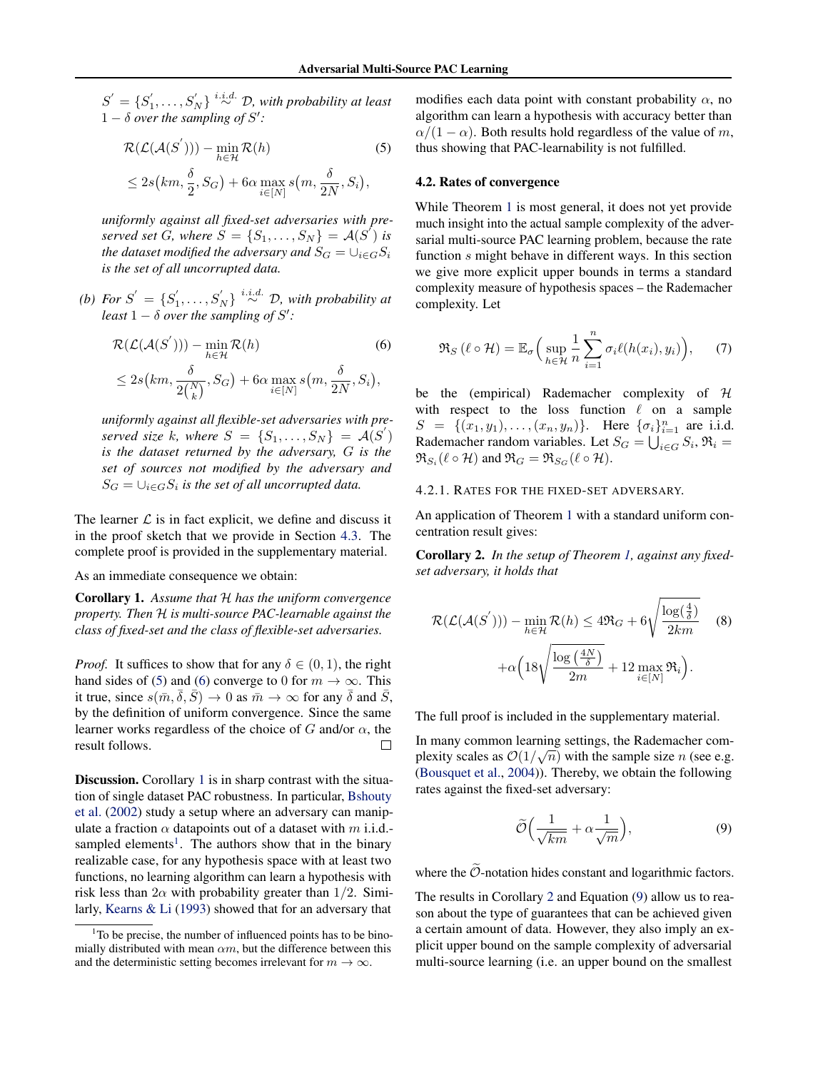$S' = \{S'_1, \ldots, S'_N\} \overset{i.i.d.}{\sim} \mathcal{D}$, *with probability at least* $1 - \delta$ *over the sampling of* $S'$:

$$\mathcal{R}(\mathcal{L}(\mathcal{A}(S'))) - \min_{h \in \mathcal{H}} \mathcal{R}(h) \tag{5}$$
$$\leq 2s\big(km, \frac{\delta}{2}, S_G\big) + 6\alpha \max_{i \in [N]} s\big(m, \frac{\delta}{2N}, S_i\big),$$

*uniformly against all fixed-set adversaries with preserved set* $G$, *where* $S = \{S_1, \ldots, S_N\} = \mathcal{A}(S')$ *is the dataset modified the adversary and* $S_G = \cup_{i \in G} S_i$ *is the set of all uncorrupted data.*

*(b) For* $S' = \{S'_1, \ldots, S'_N\} \overset{i.i.d.}{\sim} \mathcal{D}$, *with probability at least* $1 - \delta$ *over the sampling of* $S'$:

$$\mathcal{R}(\mathcal{L}(\mathcal{A}(S'))) - \min_{h \in \mathcal{H}} \mathcal{R}(h) \tag{6}$$
$$\leq 2s\big(km, \frac{\delta}{2\binom{N}{k}}, S_G\big) + 6\alpha \max_{i \in [N]} s\big(m, \frac{\delta}{2N}, S_i\big),$$

*uniformly against all flexible-set adversaries with preserved size* $k$, *where* $S = \{S_1, \ldots, S_N\} = \mathcal{A}(S')$ *is the dataset returned by the adversary,* $G$ *is the set of sources not modified by the adversary and* $S_G = \cup_{i \in G} S_i$ *is the set of all uncorrupted data.*

The learner $\mathcal{L}$ is in fact explicit, we define and discuss it in the proof sketch that we provide in Section 4.3. The complete proof is provided in the supplementary material.

As an immediate consequence we obtain:

**Corollary 1.** *Assume that* $\mathcal{H}$ *has the uniform convergence property. Then* $\mathcal{H}$ *is multi-source PAC-learnable against the class of fixed-set and the class of flexible-set adversaries.*

*Proof.* It suffices to show that for any $\delta \in (0, 1)$, the right hand sides of (5) and (6) converge to 0 for $m \to \infty$. This it true, since $s(\bar{m}, \bar{\delta}, \bar{S}) \to 0$ as $\bar{m} \to \infty$ for any $\bar{\delta}$ and $\bar{S}$, by the definition of uniform convergence. Since the same learner works regardless of the choice of $G$ and/or $\alpha$, the result follows. $\square$

**Discussion.** Corollary 1 is in sharp contrast with the situation of single dataset PAC robustness. In particular, Bshouty et al. (2002) study a setup where an adversary can manipulate a fraction $\alpha$ datapoints out of a dataset with $m$ i.i.d.-sampled elements[1]. The authors show that in the binary realizable case, for any hypothesis space with at least two functions, no learning algorithm can learn a hypothesis with risk less than $2\alpha$ with probability greater than $1/2$. Similarly, Kearns & Li (1993) showed that for an adversary that modifies each data point with constant probability $\alpha$, no algorithm can learn a hypothesis with accuracy better than $\alpha/(1-\alpha)$. Both results hold regardless of the value of $m$, thus showing that PAC-learnability is not fulfilled.

[1] To be precise, the number of influenced points has to be binomially distributed with mean $\alpha m$, but the difference between this and the deterministic setting becomes irrelevant for $m \to \infty$.

### 4.2. Rates of convergence

While Theorem 1 is most general, it does not yet provide much insight into the actual sample complexity of the adversarial multi-source PAC learning problem, because the rate function $s$ might behave in different ways. In this section we give more explicit upper bounds in terms a standard complexity measure of hypothesis spaces – the Rademacher complexity. Let

$$\mathfrak{R}_S(\ell \circ \mathcal{H}) = \mathbb{E}_\sigma\Big(\sup_{h \in \mathcal{H}} \frac{1}{n} \sum_{i=1}^{n} \sigma_i \ell(h(x_i), y_i)\Big), \tag{7}$$

be the (empirical) Rademacher complexity of $\mathcal{H}$ with respect to the loss function $\ell$ on a sample $S = \{(x_1, y_1), \ldots, (x_n, y_n)\}$. Here $\{\sigma_i\}_{i=1}^n$ are i.i.d. Rademacher random variables. Let $S_G = \bigcup_{i \in G} S_i$, $\mathfrak{R}_i = \mathfrak{R}_{S_i}(\ell \circ \mathcal{H})$ and $\mathfrak{R}_G = \mathfrak{R}_{S_G}(\ell \circ \mathcal{H})$.

#### 4.2.1. Rates for the fixed-set adversary.

An application of Theorem 1 with a standard uniform concentration result gives:

**Corollary 2.** *In the setup of Theorem 1, against any fixed-set adversary, it holds that*

$$\mathcal{R}(\mathcal{L}(\mathcal{A}(S'))) - \min_{h \in \mathcal{H}} \mathcal{R}(h) \leq 4\mathfrak{R}_G + 6\sqrt{\frac{\log(\frac{4}{\delta})}{2km}} \tag{8}$$
$$+\alpha\Big(18\sqrt{\frac{\log\left(\frac{4N}{\delta}\right)}{2m}} + 12 \max_{i \in [N]} \mathfrak{R}_i\Big).$$

The full proof is included in the supplementary material.

In many common learning settings, the Rademacher complexity scales as $\mathcal{O}(1/\sqrt{n})$ with the sample size $n$ (see e.g. (Bousquet et al., 2004)). Thereby, we obtain the following rates against the fixed-set adversary:

$$\widetilde{\mathcal{O}}\Big(\frac{1}{\sqrt{km}} + \alpha\frac{1}{\sqrt{m}}\Big), \tag{9}$$

where the $\widetilde{\mathcal{O}}$-notation hides constant and logarithmic factors.

The results in Corollary 2 and Equation (9) allow us to reason about the type of guarantees that can be achieved given a certain amount of data. However, they also imply an explicit upper bound on the sample complexity of adversarial multi-source learning (i.e. an upper bound on the smallest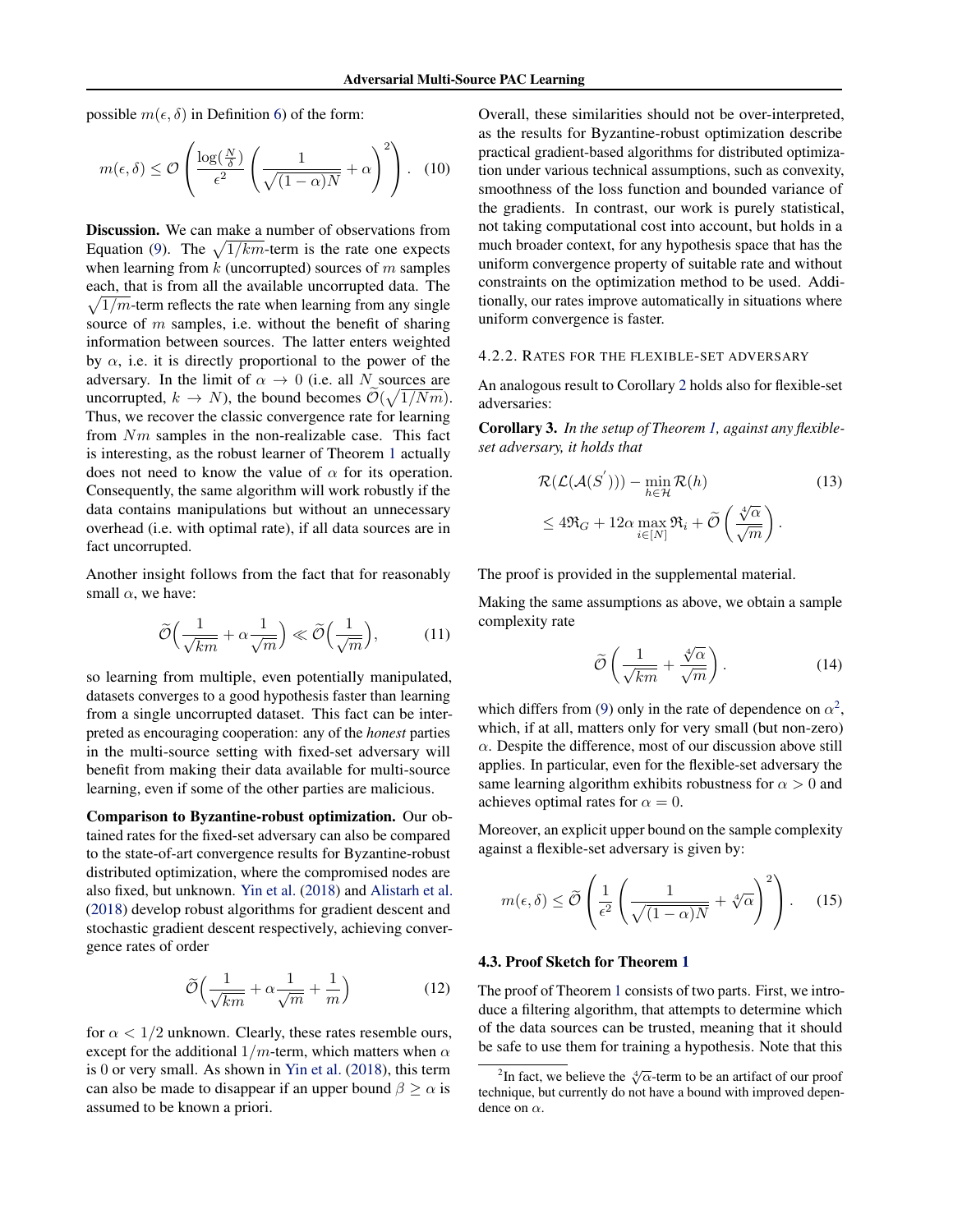possible $m(\epsilon, \delta)$ in Definition 6) of the form:

$$m(\epsilon, \delta) \leq \mathcal{O}\left(\frac{\log(\frac{N}{\delta})}{\epsilon^2}\left(\frac{1}{\sqrt{(1-\alpha)N}} + \alpha\right)^2\right). \quad (10)$$

**Discussion.** We can make a number of observations from Equation (9). The $\sqrt{1/km}$-term is the rate one expects when learning from $k$ (uncorrupted) sources of $m$ samples each, that is from all the available uncorrupted data. The $\sqrt{1/m}$-term reflects the rate when learning from any single source of $m$ samples, i.e. without the benefit of sharing information between sources. The latter enters weighted by $\alpha$, i.e. it is directly proportional to the power of the adversary. In the limit of $\alpha \to 0$ (i.e. all $N$ sources are uncorrupted, $k \to N$), the bound becomes $\widetilde{\mathcal{O}}(\sqrt{1/Nm})$. Thus, we recover the classic convergence rate for learning from $Nm$ samples in the non-realizable case. This fact is interesting, as the robust learner of Theorem 1 actually does not need to know the value of $\alpha$ for its operation. Consequently, the same algorithm will work robustly if the data contains manipulations but without an unnecessary overhead (i.e. with optimal rate), if all data sources are in fact uncorrupted.

Another insight follows from the fact that for reasonably small $\alpha$, we have:

$$\widetilde{\mathcal{O}}\Big(\frac{1}{\sqrt{km}} + \alpha\frac{1}{\sqrt{m}}\Big) \ll \widetilde{\mathcal{O}}\Big(\frac{1}{\sqrt{m}}\Big), \quad (11)$$

so learning from multiple, even potentially manipulated, datasets converges to a good hypothesis faster than learning from a single uncorrupted dataset. This fact can be interpreted as encouraging cooperation: any of the *honest* parties in the multi-source setting with fixed-set adversary will benefit from making their data available for multi-source learning, even if some of the other parties are malicious.

**Comparison to Byzantine-robust optimization.** Our obtained rates for the fixed-set adversary can also be compared to the state-of-art convergence results for Byzantine-robust distributed optimization, where the compromised nodes are also fixed, but unknown. Yin et al. (2018) and Alistarh et al. (2018) develop robust algorithms for gradient descent and stochastic gradient descent respectively, achieving convergence rates of order

$$\widetilde{\mathcal{O}}\Big(\frac{1}{\sqrt{km}} + \alpha\frac{1}{\sqrt{m}} + \frac{1}{m}\Big) \quad (12)$$

for $\alpha < 1/2$ unknown. Clearly, these rates resemble ours, except for the additional $1/m$-term, which matters when $\alpha$ is 0 or very small. As shown in Yin et al. (2018), this term can also be made to disappear if an upper bound $\beta \geq \alpha$ is assumed to be known a priori.

Overall, these similarities should not be over-interpreted, as the results for Byzantine-robust optimization describe practical gradient-based algorithms for distributed optimization under various technical assumptions, such as convexity, smoothness of the loss function and bounded variance of the gradients. In contrast, our work is purely statistical, not taking computational cost into account, but holds in a much broader context, for any hypothesis space that has the uniform convergence property of suitable rate and without constraints on the optimization method to be used. Additionally, our rates improve automatically in situations where uniform convergence is faster.

#### 4.2.2. Rates for the flexible-set adversary

An analogous result to Corollary 2 holds also for flexible-set adversaries:

**Corollary 3.** *In the setup of Theorem 1, against any flexible-set adversary, it holds that*

$$\begin{aligned}&\mathcal{R}(\mathcal{L}(\mathcal{A}(S'))) - \min_{h\in\mathcal{H}}\mathcal{R}(h) \quad (13)\\ &\leq 4\mathfrak{R}_G + 12\alpha\max_{i\in[N]}\mathfrak{R}_i + \widetilde{\mathcal{O}}\left(\frac{\sqrt[4]{\alpha}}{\sqrt{m}}\right).\end{aligned}$$

The proof is provided in the supplemental material.

Making the same assumptions as above, we obtain a sample complexity rate

$$\widetilde{\mathcal{O}}\left(\frac{1}{\sqrt{km}} + \frac{\sqrt[4]{\alpha}}{\sqrt{m}}\right). \quad (14)$$

which differs from (9) only in the rate of dependence on $\alpha$[2], which, if at all, matters only for very small (but non-zero) $\alpha$. Despite the difference, most of our discussion above still applies. In particular, even for the flexible-set adversary the same learning algorithm exhibits robustness for $\alpha > 0$ and achieves optimal rates for $\alpha = 0$.

Moreover, an explicit upper bound on the sample complexity against a flexible-set adversary is given by:

$$m(\epsilon, \delta) \leq \widetilde{\mathcal{O}}\left(\frac{1}{\epsilon^2}\left(\frac{1}{\sqrt{(1-\alpha)N}} + \sqrt[4]{\alpha}\right)^2\right). \quad (15)$$

### 4.3. Proof Sketch for Theorem 1

The proof of Theorem 1 consists of two parts. First, we introduce a filtering algorithm, that attempts to determine which of the data sources can be trusted, meaning that it should be safe to use them for training a hypothesis. Note that this

[2] In fact, we believe the $\sqrt[4]{\alpha}$-term to be an artifact of our proof technique, but currently do not have a bound with improved dependence on $\alpha$.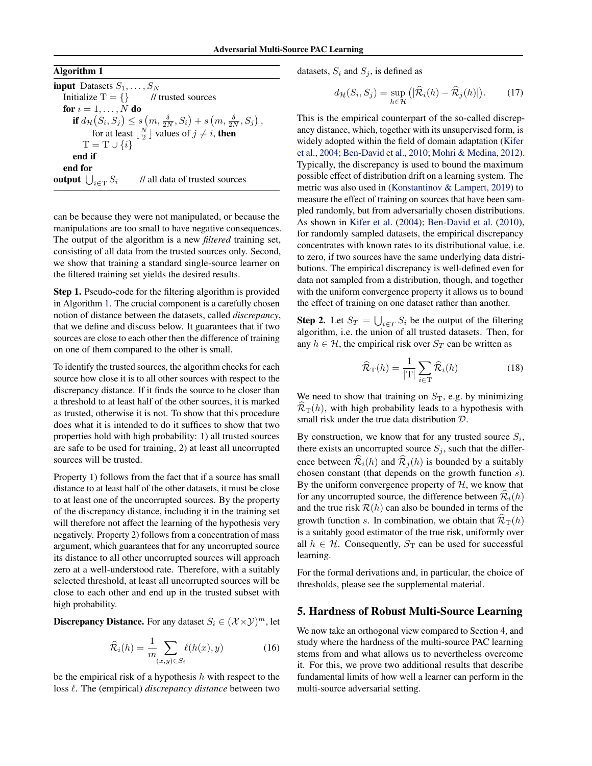**Algorithm 1**

```
input Datasets S_1, ..., S_N
  Initialize T = {}        // trusted sources
  for i = 1, ..., N do
    if d_H(S_i, S_j) ≤ s(m, δ/2N, S_i) + s(m, δ/2N, S_j),
        for at least ⌊N/2⌋ values of j ≠ i, then
      T = T ∪ {i}
    end if
  end for
output ⋃_{i∈T} S_i        // all data of trusted sources
```

can be because they were not manipulated, or because the manipulations are too small to have negative consequences. The output of the algorithm is a new *filtered* training set, consisting of all data from the trusted sources only. Second, we show that training a standard single-source learner on the filtered training set yields the desired results.

**Step 1.** Pseudo-code for the filtering algorithm is provided in Algorithm 1. The crucial component is a carefully chosen notion of distance between the datasets, called *discrepancy*, that we define and discuss below. It guarantees that if two sources are close to each other then the difference of training on one of them compared to the other is small.

To identify the trusted sources, the algorithm checks for each source how close it is to all other sources with respect to the discrepancy distance. If it finds the source to be closer than a threshold to at least half of the other sources, it is marked as trusted, otherwise it is not. To show that this procedure does what it is intended to do it suffices to show that two properties hold with high probability: 1) all trusted sources are safe to be used for training, 2) at least all uncorrupted sources will be trusted.

Property 1) follows from the fact that if a source has small distance to at least half of the other datasets, it must be close to at least one of the uncorrupted sources. By the property of the discrepancy distance, including it in the training set will therefore not affect the learning of the hypothesis very negatively. Property 2) follows from a concentration of mass argument, which guarantees that for any uncorrupted source its distance to all other uncorrupted sources will approach zero at a well-understood rate. Therefore, with a suitably selected threshold, at least all uncorrupted sources will be close to each other and end up in the trusted subset with high probability.

**Discrepancy Distance.** For any dataset $S_i \in (\mathcal{X}\times\mathcal{Y})^m$, let

$$\widehat{\mathcal{R}}_i(h) = \frac{1}{m}\sum_{(x,y)\in S_i} \ell(h(x), y) \tag{16}$$

be the empirical risk of a hypothesis $h$ with respect to the loss $\ell$. The (empirical) *discrepancy distance* between two datasets, $S_i$ and $S_j$, is defined as

$$d_{\mathcal{H}}(S_i, S_j) = \sup_{h\in\mathcal{H}} \left(|\widehat{\mathcal{R}}_i(h) - \widehat{\mathcal{R}}_j(h)|\right). \tag{17}$$

This is the empirical counterpart of the so-called discrepancy distance, which, together with its unsupervised form, is widely adopted within the field of domain adaptation (Kifer et al., 2004; Ben-David et al., 2010; Mohri & Medina, 2012). Typically, the discrepancy is used to bound the maximum possible effect of distribution drift on a learning system. The metric was also used in (Konstantinov & Lampert, 2019) to measure the effect of training on sources that have been sampled randomly, but from adversarially chosen distributions. As shown in Kifer et al. (2004); Ben-David et al. (2010), for randomly sampled datasets, the empirical discrepancy concentrates with known rates to its distributional value, i.e. to zero, if two sources have the same underlying data distributions. The empirical discrepancy is well-defined even for data not sampled from a distribution, though, and together with the uniform convergence property it allows us to bound the effect of training on one dataset rather than another.

**Step 2.** Let $S_T = \bigcup_{i\in T} S_i$ be the output of the filtering algorithm, i.e. the union of all trusted datasets. Then, for any $h \in \mathcal{H}$, the empirical risk over $S_T$ can be written as

$$\widehat{\mathcal{R}}_{\mathrm{T}}(h) = \frac{1}{|\mathrm{T}|}\sum_{i\in\mathrm{T}} \widehat{\mathcal{R}}_i(h) \tag{18}$$

We need to show that training on $S_{\mathrm{T}}$, e.g. by minimizing $\widehat{\mathcal{R}}_{\mathrm{T}}(h)$, with high probability leads to a hypothesis with small risk under the true data distribution $\mathcal{D}$.

By construction, we know that for any trusted source $S_i$, there exists an uncorrupted source $S_j$, such that the difference between $\widehat{\mathcal{R}}_i(h)$ and $\widehat{\mathcal{R}}_j(h)$ is bounded by a suitably chosen constant (that depends on the growth function $s$). By the uniform convergence property of $\mathcal{H}$, we know that for any uncorrupted source, the difference between $\widehat{\mathcal{R}}_i(h)$ and the true risk $\mathcal{R}(h)$ can also be bounded in terms of the growth function $s$. In combination, we obtain that $\widehat{\mathcal{R}}_{\mathrm{T}}(h)$ is a suitably good estimator of the true risk, uniformly over all $h \in \mathcal{H}$. Consequently, $S_{\mathrm{T}}$ can be used for successful learning.

For the formal derivations and, in particular, the choice of thresholds, please see the supplemental material.

## 5. Hardness of Robust Multi-Source Learning

We now take an orthogonal view compared to Section 4, and study where the hardness of the multi-source PAC learning stems from and what allows us to nevertheless overcome it. For this, we prove two additional results that describe fundamental limits of how well a learner can perform in the multi-source adversarial setting.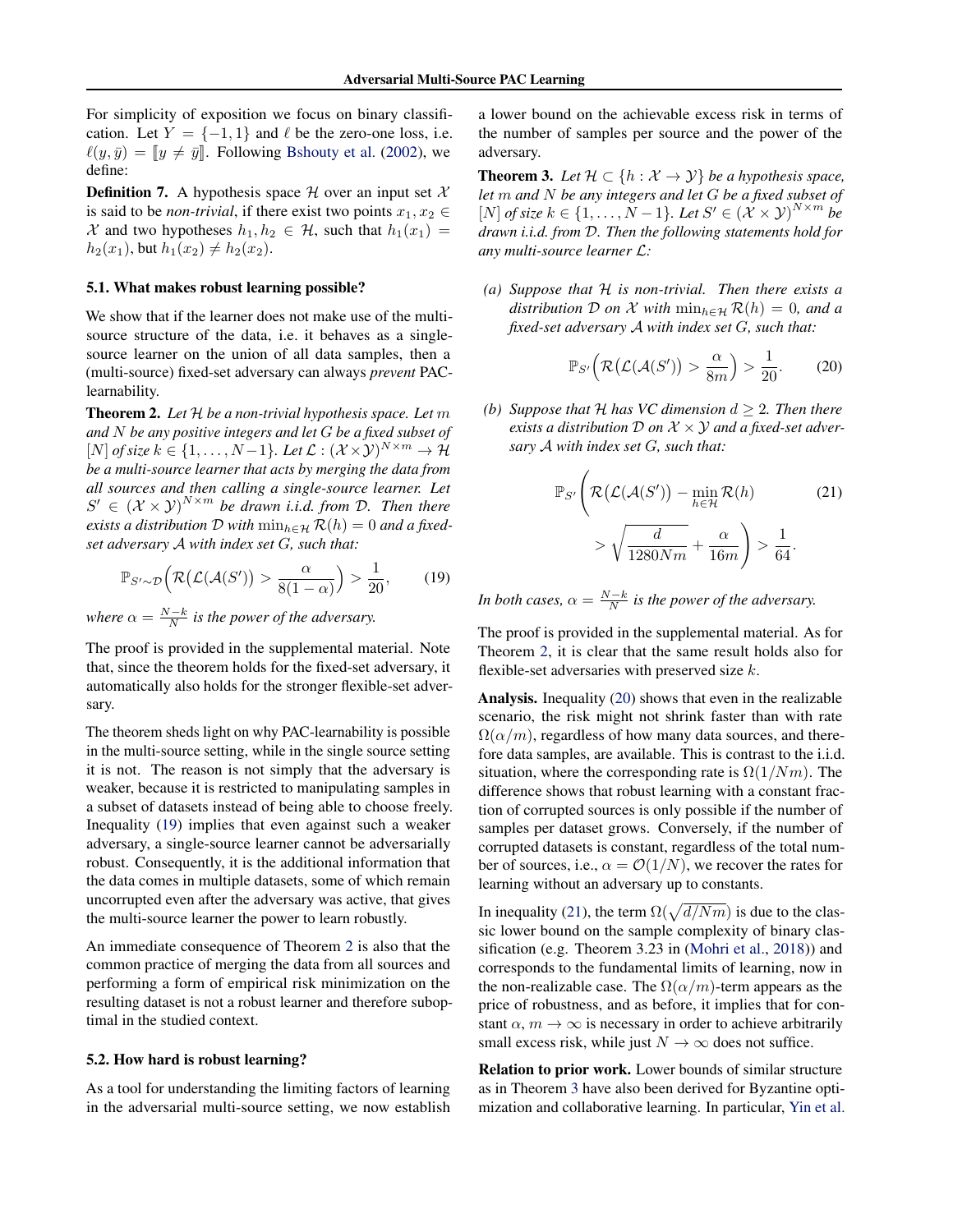For simplicity of exposition we focus on binary classification. Let $Y = \{-1, 1\}$ and $\ell$ be the zero-one loss, i.e. $\ell(y, \bar{y}) = [\![y \neq \bar{y}]\!]$. Following Bshouty et al. (2002), we define:

**Definition 7.** A hypothesis space $\mathcal{H}$ over an input set $\mathcal{X}$ is said to be *non-trivial*, if there exist two points $x_1, x_2 \in \mathcal{X}$ and two hypotheses $h_1, h_2 \in \mathcal{H}$, such that $h_1(x_1) = h_2(x_1)$, but $h_1(x_2) \neq h_2(x_2)$.

### 5.1. What makes robust learning possible?

We show that if the learner does not make use of the multi-source structure of the data, i.e. it behaves as a single-source learner on the union of all data samples, then a (multi-source) fixed-set adversary can always *prevent* PAC-learnability.

**Theorem 2.** *Let $\mathcal{H}$ be a non-trivial hypothesis space. Let $m$ and $N$ be any positive integers and let $G$ be a fixed subset of $[N]$ of size $k \in \{1, \dots, N-1\}$. Let $\mathcal{L} : (\mathcal{X} \times \mathcal{Y})^{N \times m} \to \mathcal{H}$ be a multi-source learner that acts by merging the data from all sources and then calling a single-source learner. Let $S' \in (\mathcal{X} \times \mathcal{Y})^{N \times m}$ be drawn i.i.d. from $\mathcal{D}$. Then there exists a distribution $\mathcal{D}$ with $\min_{h \in \mathcal{H}} \mathcal{R}(h) = 0$ and a fixed-set adversary $\mathcal{A}$ with index set $G$, such that:*

$$\mathbb{P}_{S' \sim \mathcal{D}}\Big(\mathcal{R}\big(\mathcal{L}(\mathcal{A}(S')\big) > \frac{\alpha}{8(1-\alpha)}\Big) > \frac{1}{20}, \tag{19}$$

*where $\alpha = \frac{N-k}{N}$ is the power of the adversary.*

The proof is provided in the supplemental material. Note that, since the theorem holds for the fixed-set adversary, it automatically also holds for the stronger flexible-set adversary.

The theorem sheds light on why PAC-learnability is possible in the multi-source setting, while in the single source setting it is not. The reason is not simply that the adversary is weaker, because it is restricted to manipulating samples in a subset of datasets instead of being able to choose freely. Inequality (19) implies that even against such a weaker adversary, a single-source learner cannot be adversarially robust. Consequently, it is the additional information that the data comes in multiple datasets, some of which remain uncorrupted even after the adversary was active, that gives the multi-source learner the power to learn robustly.

An immediate consequence of Theorem 2 is also that the common practice of merging the data from all sources and performing a form of empirical risk minimization on the resulting dataset is not a robust learner and therefore suboptimal in the studied context.

### 5.2. How hard is robust learning?

As a tool for understanding the limiting factors of learning in the adversarial multi-source setting, we now establish a lower bound on the achievable excess risk in terms of the number of samples per source and the power of the adversary.

**Theorem 3.** *Let $\mathcal{H} \subset \{h : \mathcal{X} \to \mathcal{Y}\}$ be a hypothesis space, let $m$ and $N$ be any integers and let $G$ be a fixed subset of $[N]$ of size $k \in \{1, \dots, N-1\}$. Let $S' \in (\mathcal{X} \times \mathcal{Y})^{N \times m}$ be drawn i.i.d. from $\mathcal{D}$. Then the following statements hold for any multi-source learner $\mathcal{L}$:*

*(a) Suppose that $\mathcal{H}$ is non-trivial. Then there exists a distribution $\mathcal{D}$ on $\mathcal{X}$ with $\min_{h \in \mathcal{H}} \mathcal{R}(h) = 0$, and a fixed-set adversary $\mathcal{A}$ with index set $G$, such that:*

$$\mathbb{P}_{S'}\Big(\mathcal{R}\big(\mathcal{L}(\mathcal{A}(S')\big) > \frac{\alpha}{8m}\Big) > \frac{1}{20}. \tag{20}$$

*(b) Suppose that $\mathcal{H}$ has VC dimension $d \geq 2$. Then there exists a distribution $\mathcal{D}$ on $\mathcal{X} \times \mathcal{Y}$ and a fixed-set adversary $\mathcal{A}$ with index set $G$, such that:*

$$\mathbb{P}_{S'}\Bigg(\mathcal{R}\big(\mathcal{L}(\mathcal{A}(S')\big) - \min_{h \in \mathcal{H}} \mathcal{R}(h) > \sqrt{\frac{d}{1280Nm}} + \frac{\alpha}{16m}\Bigg) > \frac{1}{64}. \tag{21}$$

*In both cases, $\alpha = \frac{N-k}{N}$ is the power of the adversary.*

The proof is provided in the supplemental material. As for Theorem 2, it is clear that the same result holds also for flexible-set adversaries with preserved size $k$.

**Analysis.** Inequality (20) shows that even in the realizable scenario, the risk might not shrink faster than with rate $\Omega(\alpha/m)$, regardless of how many data sources, and therefore data samples, are available. This is contrast to the i.i.d. situation, where the corresponding rate is $\Omega(1/Nm)$. The difference shows that robust learning with a constant fraction of corrupted sources is only possible if the number of samples per dataset grows. Conversely, if the number of corrupted datasets is constant, regardless of the total number of sources, i.e., $\alpha = \mathcal{O}(1/N)$, we recover the rates for learning without an adversary up to constants.

In inequality (21), the term $\Omega(\sqrt{d/Nm})$ is due to the classic lower bound on the sample complexity of binary classification (e.g. Theorem 3.23 in (Mohri et al., 2018)) and corresponds to the fundamental limits of learning, now in the non-realizable case. The $\Omega(\alpha/m)$-term appears as the price of robustness, and as before, it implies that for constant $\alpha$, $m \to \infty$ is necessary in order to achieve arbitrarily small excess risk, while just $N \to \infty$ does not suffice.

**Relation to prior work.** Lower bounds of similar structure as in Theorem 3 have also been derived for Byzantine optimization and collaborative learning. In particular, Yin et al.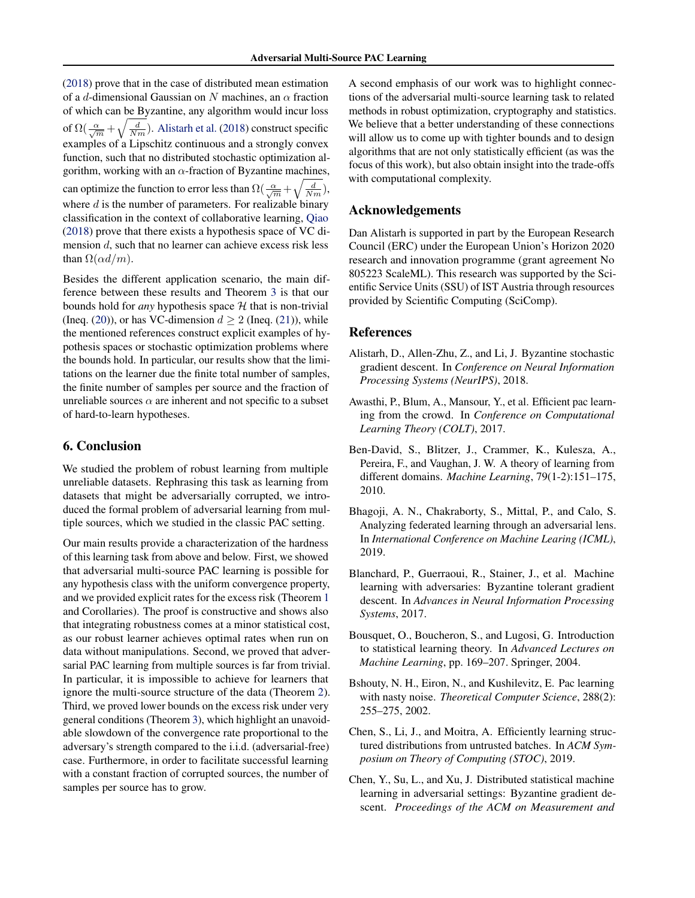(2018) prove that in the case of distributed mean estimation of a $d$-dimensional Gaussian on $N$ machines, an $\alpha$ fraction of which can be Byzantine, any algorithm would incur loss of $\Omega(\frac{\alpha}{\sqrt{m}} + \sqrt{\frac{d}{Nm}})$. Alistarh et al. (2018) construct specific examples of a Lipschitz continuous and a strongly convex function, such that no distributed stochastic optimization algorithm, working with an $\alpha$-fraction of Byzantine machines, can optimize the function to error less than $\Omega(\frac{\alpha}{\sqrt{m}} + \sqrt{\frac{d}{Nm}})$, where $d$ is the number of parameters. For realizable binary classification in the context of collaborative learning, Qiao (2018) prove that there exists a hypothesis space of VC dimension $d$, such that no learner can achieve excess risk less than $\Omega(\alpha d/m)$.

Besides the different application scenario, the main difference between these results and Theorem 3 is that our bounds hold for *any* hypothesis space $\mathcal{H}$ that is non-trivial (Ineq. (20)), or has VC-dimension $d \geq 2$ (Ineq. (21)), while the mentioned references construct explicit examples of hypothesis spaces or stochastic optimization problems where the bounds hold. In particular, our results show that the limitations on the learner due the finite total number of samples, the finite number of samples per source and the fraction of unreliable sources $\alpha$ are inherent and not specific to a subset of hard-to-learn hypotheses.

## 6. Conclusion

We studied the problem of robust learning from multiple unreliable datasets. Rephrasing this task as learning from datasets that might be adversarially corrupted, we introduced the formal problem of adversarial learning from multiple sources, which we studied in the classic PAC setting.

Our main results provide a characterization of the hardness of this learning task from above and below. First, we showed that adversarial multi-source PAC learning is possible for any hypothesis class with the uniform convergence property, and we provided explicit rates for the excess risk (Theorem 1 and Corollaries). The proof is constructive and shows also that integrating robustness comes at a minor statistical cost, as our robust learner achieves optimal rates when run on data without manipulations. Second, we proved that adversarial PAC learning from multiple sources is far from trivial. In particular, it is impossible to achieve for learners that ignore the multi-source structure of the data (Theorem 2). Third, we proved lower bounds on the excess risk under very general conditions (Theorem 3), which highlight an unavoidable slowdown of the convergence rate proportional to the adversary's strength compared to the i.i.d. (adversarial-free) case. Furthermore, in order to facilitate successful learning with a constant fraction of corrupted sources, the number of samples per source has to grow.

A second emphasis of our work was to highlight connections of the adversarial multi-source learning task to related methods in robust optimization, cryptography and statistics. We believe that a better understanding of these connections will allow us to come up with tighter bounds and to design algorithms that are not only statistically efficient (as was the focus of this work), but also obtain insight into the trade-offs with computational complexity.

## Acknowledgements

Dan Alistarh is supported in part by the European Research Council (ERC) under the European Union's Horizon 2020 research and innovation programme (grant agreement No 805223 ScaleML). This research was supported by the Scientific Service Units (SSU) of IST Austria through resources provided by Scientific Computing (SciComp).

## References

Alistarh, D., Allen-Zhu, Z., and Li, J. Byzantine stochastic gradient descent. In *Conference on Neural Information Processing Systems (NeurIPS)*, 2018.

Awasthi, P., Blum, A., Mansour, Y., et al. Efficient pac learning from the crowd. In *Conference on Computational Learning Theory (COLT)*, 2017.

Ben-David, S., Blitzer, J., Crammer, K., Kulesza, A., Pereira, F., and Vaughan, J. W. A theory of learning from different domains. *Machine Learning*, 79(1-2):151–175, 2010.

Bhagoji, A. N., Chakraborty, S., Mittal, P., and Calo, S. Analyzing federated learning through an adversarial lens. In *International Conference on Machine Learing (ICML)*, 2019.

Blanchard, P., Guerraoui, R., Stainer, J., et al. Machine learning with adversaries: Byzantine tolerant gradient descent. In *Advances in Neural Information Processing Systems*, 2017.

Bousquet, O., Boucheron, S., and Lugosi, G. Introduction to statistical learning theory. In *Advanced Lectures on Machine Learning*, pp. 169–207. Springer, 2004.

Bshouty, N. H., Eiron, N., and Kushilevitz, E. Pac learning with nasty noise. *Theoretical Computer Science*, 288(2): 255–275, 2002.

Chen, S., Li, J., and Moitra, A. Efficiently learning structured distributions from untrusted batches. In *ACM Symposium on Theory of Computing (STOC)*, 2019.

Chen, Y., Su, L., and Xu, J. Distributed statistical machine learning in adversarial settings: Byzantine gradient descent. *Proceedings of the ACM on Measurement and*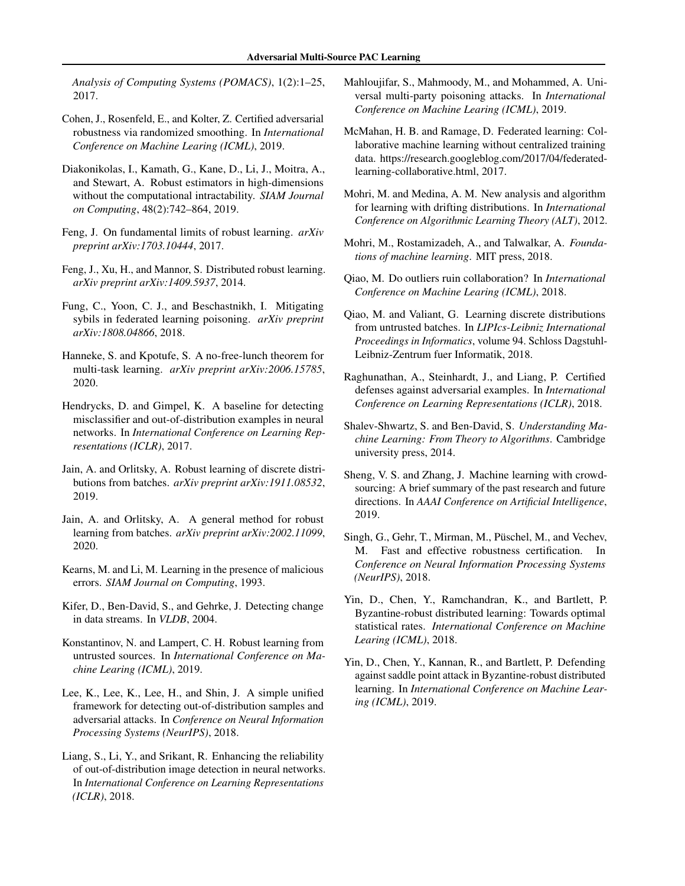*Analysis of Computing Systems (POMACS)*, 1(2):1–25, 2017.

Cohen, J., Rosenfeld, E., and Kolter, Z. Certified adversarial robustness via randomized smoothing. In *International Conference on Machine Learing (ICML)*, 2019.

Diakonikolas, I., Kamath, G., Kane, D., Li, J., Moitra, A., and Stewart, A. Robust estimators in high-dimensions without the computational intractability. *SIAM Journal on Computing*, 48(2):742–864, 2019.

Feng, J. On fundamental limits of robust learning. *arXiv preprint arXiv:1703.10444*, 2017.

Feng, J., Xu, H., and Mannor, S. Distributed robust learning. *arXiv preprint arXiv:1409.5937*, 2014.

Fung, C., Yoon, C. J., and Beschastnikh, I. Mitigating sybils in federated learning poisoning. *arXiv preprint arXiv:1808.04866*, 2018.

Hanneke, S. and Kpotufe, S. A no-free-lunch theorem for multi-task learning. *arXiv preprint arXiv:2006.15785*, 2020.

Hendrycks, D. and Gimpel, K. A baseline for detecting misclassifier and out-of-distribution examples in neural networks. In *International Conference on Learning Representations (ICLR)*, 2017.

Jain, A. and Orlitsky, A. Robust learning of discrete distributions from batches. *arXiv preprint arXiv:1911.08532*, 2019.

Jain, A. and Orlitsky, A. A general method for robust learning from batches. *arXiv preprint arXiv:2002.11099*, 2020.

Kearns, M. and Li, M. Learning in the presence of malicious errors. *SIAM Journal on Computing*, 1993.

Kifer, D., Ben-David, S., and Gehrke, J. Detecting change in data streams. In *VLDB*, 2004.

Konstantinov, N. and Lampert, C. H. Robust learning from untrusted sources. In *International Conference on Machine Learing (ICML)*, 2019.

Lee, K., Lee, K., Lee, H., and Shin, J. A simple unified framework for detecting out-of-distribution samples and adversarial attacks. In *Conference on Neural Information Processing Systems (NeurIPS)*, 2018.

Liang, S., Li, Y., and Srikant, R. Enhancing the reliability of out-of-distribution image detection in neural networks. In *International Conference on Learning Representations (ICLR)*, 2018.

Mahloujifar, S., Mahmoody, M., and Mohammed, A. Universal multi-party poisoning attacks. In *International Conference on Machine Learing (ICML)*, 2019.

McMahan, H. B. and Ramage, D. Federated learning: Collaborative machine learning without centralized training data. https://research.googleblog.com/2017/04/federated-learning-collaborative.html, 2017.

Mohri, M. and Medina, A. M. New analysis and algorithm for learning with drifting distributions. In *International Conference on Algorithmic Learning Theory (ALT)*, 2012.

Mohri, M., Rostamizadeh, A., and Talwalkar, A. *Foundations of machine learning*. MIT press, 2018.

Qiao, M. Do outliers ruin collaboration? In *International Conference on Machine Learing (ICML)*, 2018.

Qiao, M. and Valiant, G. Learning discrete distributions from untrusted batches. In *LIPIcs-Leibniz International Proceedings in Informatics*, volume 94. Schloss Dagstuhl-Leibniz-Zentrum fuer Informatik, 2018.

Raghunathan, A., Steinhardt, J., and Liang, P. Certified defenses against adversarial examples. In *International Conference on Learning Representations (ICLR)*, 2018.

Shalev-Shwartz, S. and Ben-David, S. *Understanding Machine Learning: From Theory to Algorithms*. Cambridge university press, 2014.

Sheng, V. S. and Zhang, J. Machine learning with crowdsourcing: A brief summary of the past research and future directions. In *AAAI Conference on Artificial Intelligence*, 2019.

Singh, G., Gehr, T., Mirman, M., Püschel, M., and Vechev, M. Fast and effective robustness certification. In *Conference on Neural Information Processing Systems (NeurIPS)*, 2018.

Yin, D., Chen, Y., Ramchandran, K., and Bartlett, P. Byzantine-robust distributed learning: Towards optimal statistical rates. *International Conference on Machine Learing (ICML)*, 2018.

Yin, D., Chen, Y., Kannan, R., and Bartlett, P. Defending against saddle point attack in Byzantine-robust distributed learning. In *International Conference on Machine Learing (ICML)*, 2019.